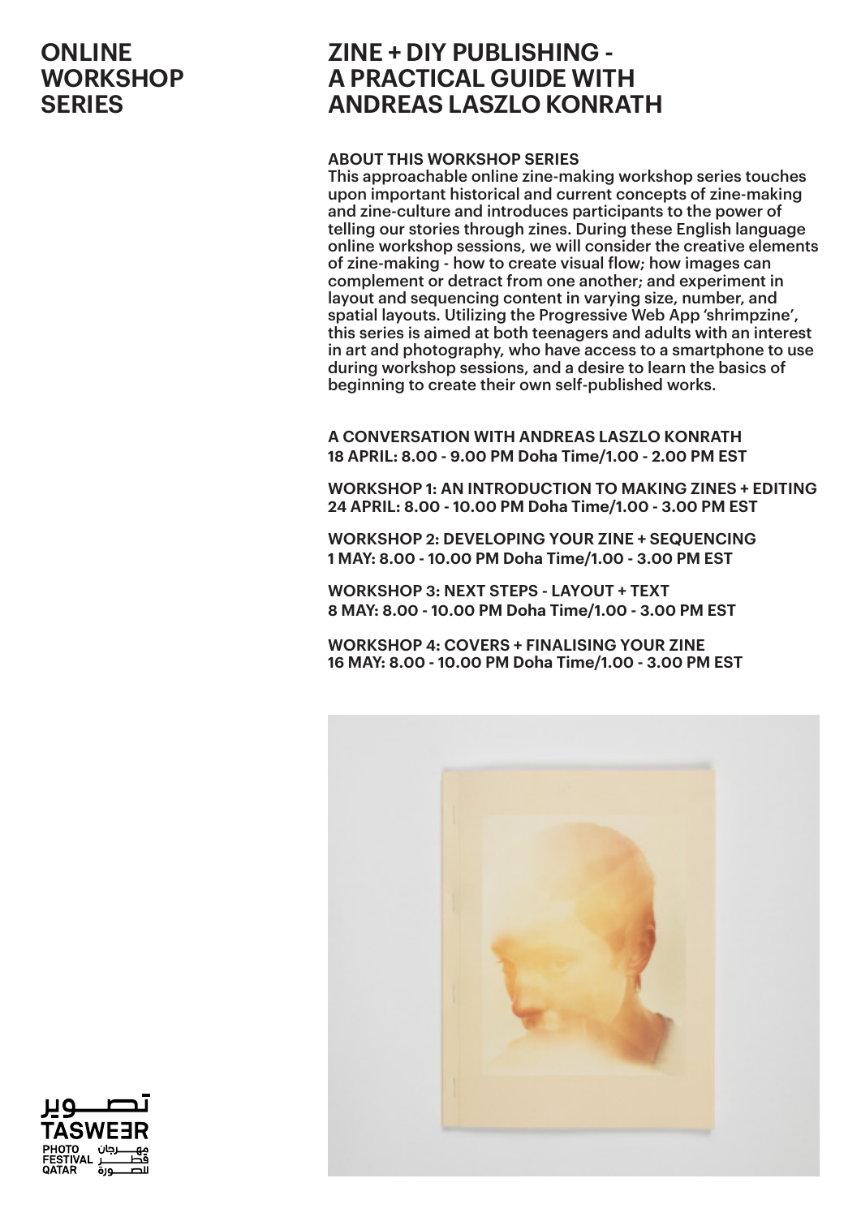# ONLINE WORKSHOP SERIES

# ZINE + DIY PUBLISHING - A PRACTICAL GUIDE WITH ANDREAS LASZLO KONRATH

**ABOUT THIS WORKSHOP SERIES**

This approachable online zine-making workshop series touches upon important historical and current concepts of zine-making and zine-culture and introduces participants to the power of telling our stories through zines. During these English language online workshop sessions, we will consider the creative elements of zine-making - how to create visual flow; how images can complement or detract from one another; and experiment in layout and sequencing content in varying size, number, and spatial layouts. Utilizing the Progressive Web App 'shrimpzine', this series is aimed at both teenagers and adults with an interest in art and photography, who have access to a smartphone to use during workshop sessions, and a desire to learn the basics of beginning to create their own self-published works.

**A CONVERSATION WITH ANDREAS LASZLO KONRATH**
**18 APRIL: 8.00 - 9.00 PM Doha Time/1.00 - 2.00 PM EST**

**WORKSHOP 1: AN INTRODUCTION TO MAKING ZINES + EDITING**
**24 APRIL: 8.00 - 10.00 PM Doha Time/1.00 - 3.00 PM EST**

**WORKSHOP 2: DEVELOPING YOUR ZINE + SEQUENCING**
**1 MAY: 8.00 - 10.00 PM Doha Time/1.00 - 3.00 PM EST**

**WORKSHOP 3: NEXT STEPS - LAYOUT + TEXT**
**8 MAY: 8.00 - 10.00 PM Doha Time/1.00 - 3.00 PM EST**

**WORKSHOP 4: COVERS + FINALISING YOUR ZINE**
**16 MAY: 8.00 - 10.00 PM Doha Time/1.00 - 3.00 PM EST**

تصوير
TASWEER
PHOTO FESTIVAL QATAR
مهرجان قطر للصورة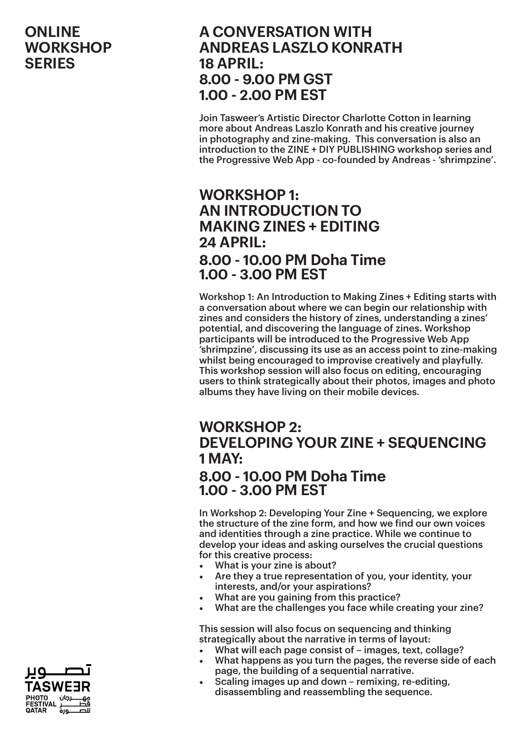# ONLINE WORKSHOP SERIES

## A CONVERSATION WITH ANDREAS LASZLO KONRATH
## 18 APRIL:
## 8.00 - 9.00 PM GST
## 1.00 - 2.00 PM EST

Join Tasweer's Artistic Director Charlotte Cotton in learning more about Andreas Laszlo Konrath and his creative journey in photography and zine-making. This conversation is also an introduction to the ZINE + DIY PUBLISHING workshop series and the Progressive Web App - co-founded by Andreas - 'shrimpzine'.

## WORKSHOP 1: AN INTRODUCTION TO MAKING ZINES + EDITING
## 24 APRIL:
## 8.00 - 10.00 PM Doha Time
## 1.00 - 3.00 PM EST

Workshop 1: An Introduction to Making Zines + Editing starts with a conversation about where we can begin our relationship with zines and considers the history of zines, understanding a zines' potential, and discovering the language of zines. Workshop participants will be introduced to the Progressive Web App 'shrimpzine', discussing its use as an access point to zine-making whilst being encouraged to improvise creatively and playfully. This workshop session will also focus on editing, encouraging users to think strategically about their photos, images and photo albums they have living on their mobile devices.

## WORKSHOP 2: DEVELOPING YOUR ZINE + SEQUENCING
## 1 MAY:
## 8.00 - 10.00 PM Doha Time
## 1.00 - 3.00 PM EST

In Workshop 2: Developing Your Zine + Sequencing, we explore the structure of the zine form, and how we find our own voices and identities through a zine practice. While we continue to develop your ideas and asking ourselves the crucial questions for this creative process:

- What is your zine is about?
- Are they a true representation of you, your identity, your interests, and/or your aspirations?
- What are you gaining from this practice?
- What are the challenges you face while creating your zine?

This session will also focus on sequencing and thinking strategically about the narrative in terms of layout:

- What will each page consist of – images, text, collage?
- What happens as you turn the pages, the reverse side of each page, the building of a sequential narrative.
- Scaling images up and down – remixing, re-editing, disassembling and reassembling the sequence.

تصـــوير
TASWEER
PHOTO FESTIVAL QATAR
مهـــرجان قطـــر للصـــورة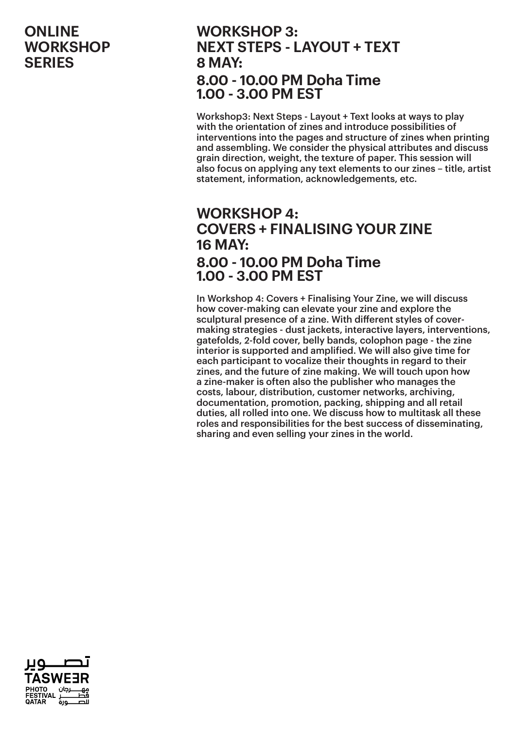# ONLINE WORKSHOP SERIES

## WORKSHOP 3: NEXT STEPS - LAYOUT + TEXT

### 8 MAY:

### 8.00 - 10.00 PM Doha Time
### 1.00 - 3.00 PM EST

Workshop3: Next Steps - Layout + Text looks at ways to play with the orientation of zines and introduce possibilities of interventions into the pages and structure of zines when printing and assembling. We consider the physical attributes and discuss grain direction, weight, the texture of paper. This session will also focus on applying any text elements to our zines – title, artist statement, information, acknowledgements, etc.

## WORKSHOP 4: COVERS + FINALISING YOUR ZINE

### 16 MAY:

### 8.00 - 10.00 PM Doha Time
### 1.00 - 3.00 PM EST

In Workshop 4: Covers + Finalising Your Zine, we will discuss how cover-making can elevate your zine and explore the sculptural presence of a zine. With different styles of cover-making strategies - dust jackets, interactive layers, interventions, gatefolds, 2-fold cover, belly bands, colophon page - the zine interior is supported and amplified. We will also give time for each participant to vocalize their thoughts in regard to their zines, and the future of zine making. We will touch upon how a zine-maker is often also the publisher who manages the costs, labour, distribution, customer networks, archiving, documentation, promotion, packing, shipping and all retail duties, all rolled into one. We discuss how to multitask all these roles and responsibilities for the best success of disseminating, sharing and even selling your zines in the world.

تصوير
TASWEER
PHOTO FESTIVAL QATAR
مهرجان قطر للصورة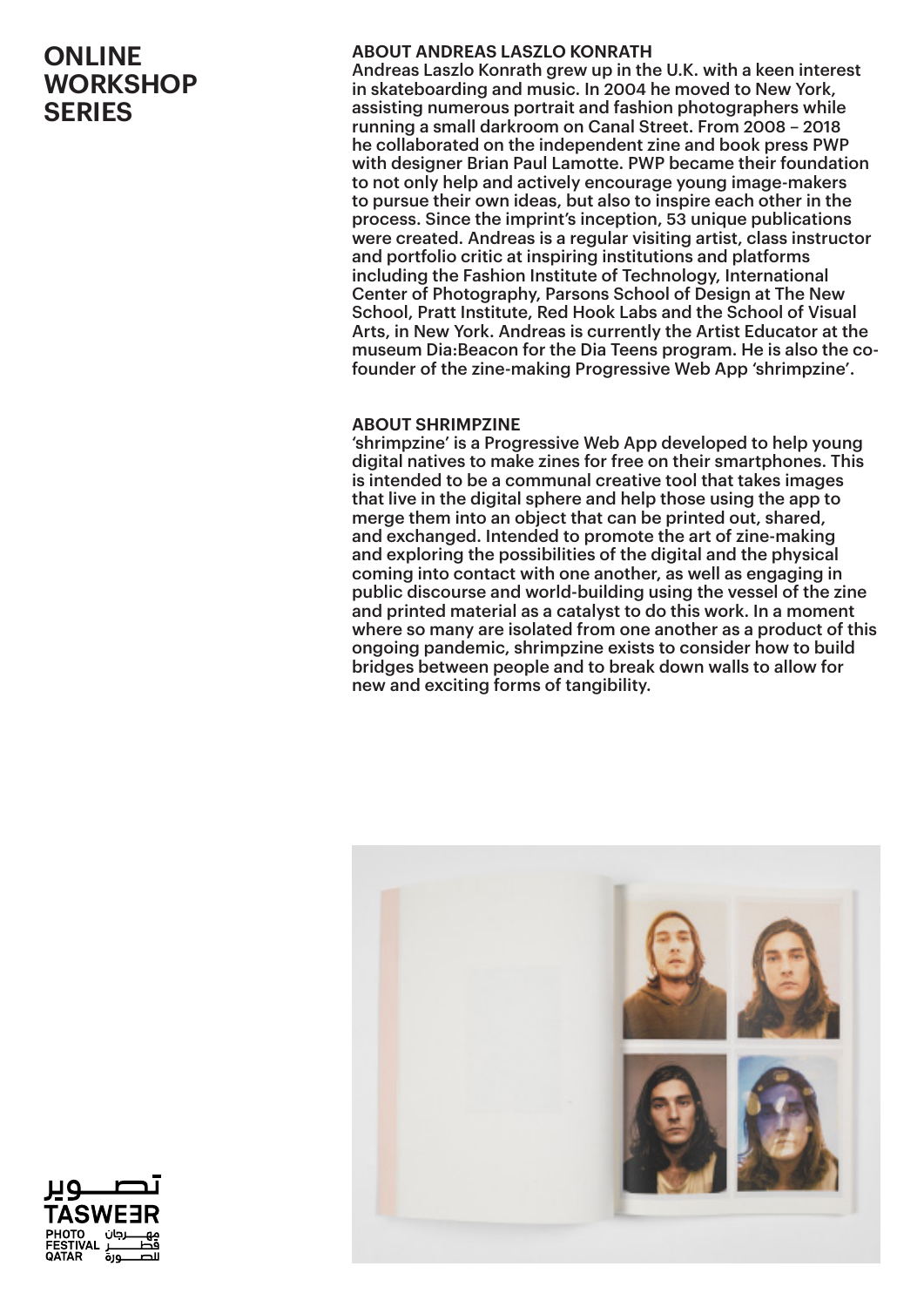# ONLINE WORKSHOP SERIES

## ABOUT ANDREAS LASZLO KONRATH

Andreas Laszlo Konrath grew up in the U.K. with a keen interest in skateboarding and music. In 2004 he moved to New York, assisting numerous portrait and fashion photographers while running a small darkroom on Canal Street. From 2008 – 2018 he collaborated on the independent zine and book press PWP with designer Brian Paul Lamotte. PWP became their foundation to not only help and actively encourage young image-makers to pursue their own ideas, but also to inspire each other in the process. Since the imprint's inception, 53 unique publications were created. Andreas is a regular visiting artist, class instructor and portfolio critic at inspiring institutions and platforms including the Fashion Institute of Technology, International Center of Photography, Parsons School of Design at The New School, Pratt Institute, Red Hook Labs and the School of Visual Arts, in New York. Andreas is currently the Artist Educator at the museum Dia:Beacon for the Dia Teens program. He is also the co-founder of the zine-making Progressive Web App 'shrimpzine'.

## ABOUT SHRIMPZINE

'shrimpzine' is a Progressive Web App developed to help young digital natives to make zines for free on their smartphones. This is intended to be a communal creative tool that takes images that live in the digital sphere and help those using the app to merge them into an object that can be printed out, shared, and exchanged. Intended to promote the art of zine-making and exploring the possibilities of the digital and the physical coming into contact with one another, as well as engaging in public discourse and world-building using the vessel of the zine and printed material as a catalyst to do this work. In a moment where so many are isolated from one another as a product of this ongoing pandemic, shrimpzine exists to consider how to build bridges between people and to break down walls to allow for new and exciting forms of tangibility.

تصوير
TASWEER
PHOTO FESTIVAL QATAR
مهرجان قطر للصورة